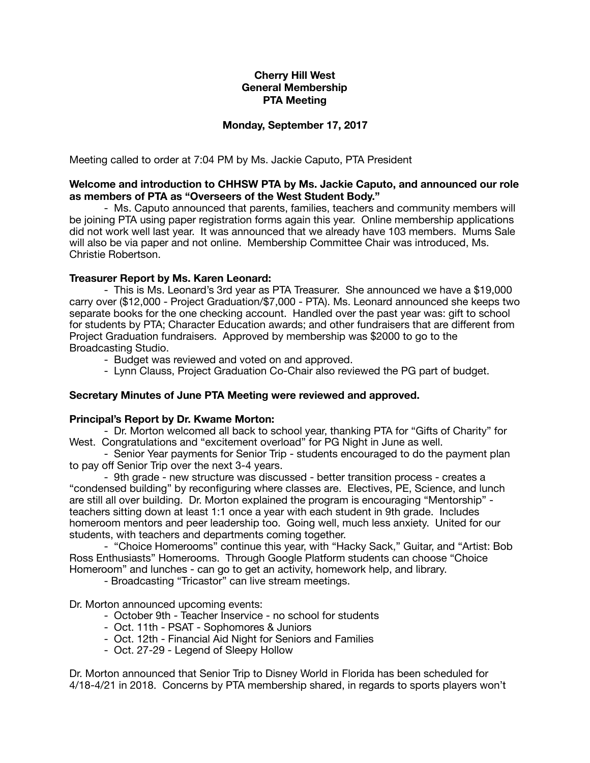**Cherry Hill West**
**General Membership**
**PTA Meeting**

**Monday, September 17, 2017**

Meeting called to order at 7:04 PM by Ms. Jackie Caputo, PTA President

**Welcome and introduction to CHHSW PTA by Ms. Jackie Caputo, and announced our role as members of PTA as "Overseers of the West Student Body."**

- Ms. Caputo announced that parents, families, teachers and community members will be joining PTA using paper registration forms again this year. Online membership applications did not work well last year. It was announced that we already have 103 members. Mums Sale will also be via paper and not online. Membership Committee Chair was introduced, Ms. Christie Robertson.

**Treasurer Report by Ms. Karen Leonard:**

- This is Ms. Leonard's 3rd year as PTA Treasurer. She announced we have a $19,000 carry over ($12,000 - Project Graduation/$7,000 - PTA). Ms. Leonard announced she keeps two separate books for the one checking account. Handled over the past year was: gift to school for students by PTA; Character Education awards; and other fundraisers that are different from Project Graduation fundraisers. Approved by membership was $2000 to go to the Broadcasting Studio.
- Budget was reviewed and voted on and approved.
- Lynn Clauss, Project Graduation Co-Chair also reviewed the PG part of budget.

**Secretary Minutes of June PTA Meeting were reviewed and approved.**

**Principal's Report by Dr. Kwame Morton:**

- Dr. Morton welcomed all back to school year, thanking PTA for "Gifts of Charity" for West. Congratulations and "excitement overload" for PG Night in June as well.
- Senior Year payments for Senior Trip - students encouraged to do the payment plan to pay off Senior Trip over the next 3-4 years.
- 9th grade - new structure was discussed - better transition process - creates a "condensed building" by reconfiguring where classes are. Electives, PE, Science, and lunch are still all over building. Dr. Morton explained the program is encouraging "Mentorship" - teachers sitting down at least 1:1 once a year with each student in 9th grade. Includes homeroom mentors and peer leadership too. Going well, much less anxiety. United for our students, with teachers and departments coming together.
- "Choice Homerooms" continue this year, with "Hacky Sack," Guitar, and "Artist: Bob Ross Enthusiasts" Homerooms. Through Google Platform students can choose "Choice Homeroom" and lunches - can go to get an activity, homework help, and library.
- Broadcasting "Tricastor" can live stream meetings.

Dr. Morton announced upcoming events:

- October 9th - Teacher Inservice - no school for students
- Oct. 11th - PSAT - Sophomores & Juniors
- Oct. 12th - Financial Aid Night for Seniors and Families
- Oct. 27-29 - Legend of Sleepy Hollow

Dr. Morton announced that Senior Trip to Disney World in Florida has been scheduled for 4/18-4/21 in 2018. Concerns by PTA membership shared, in regards to sports players won't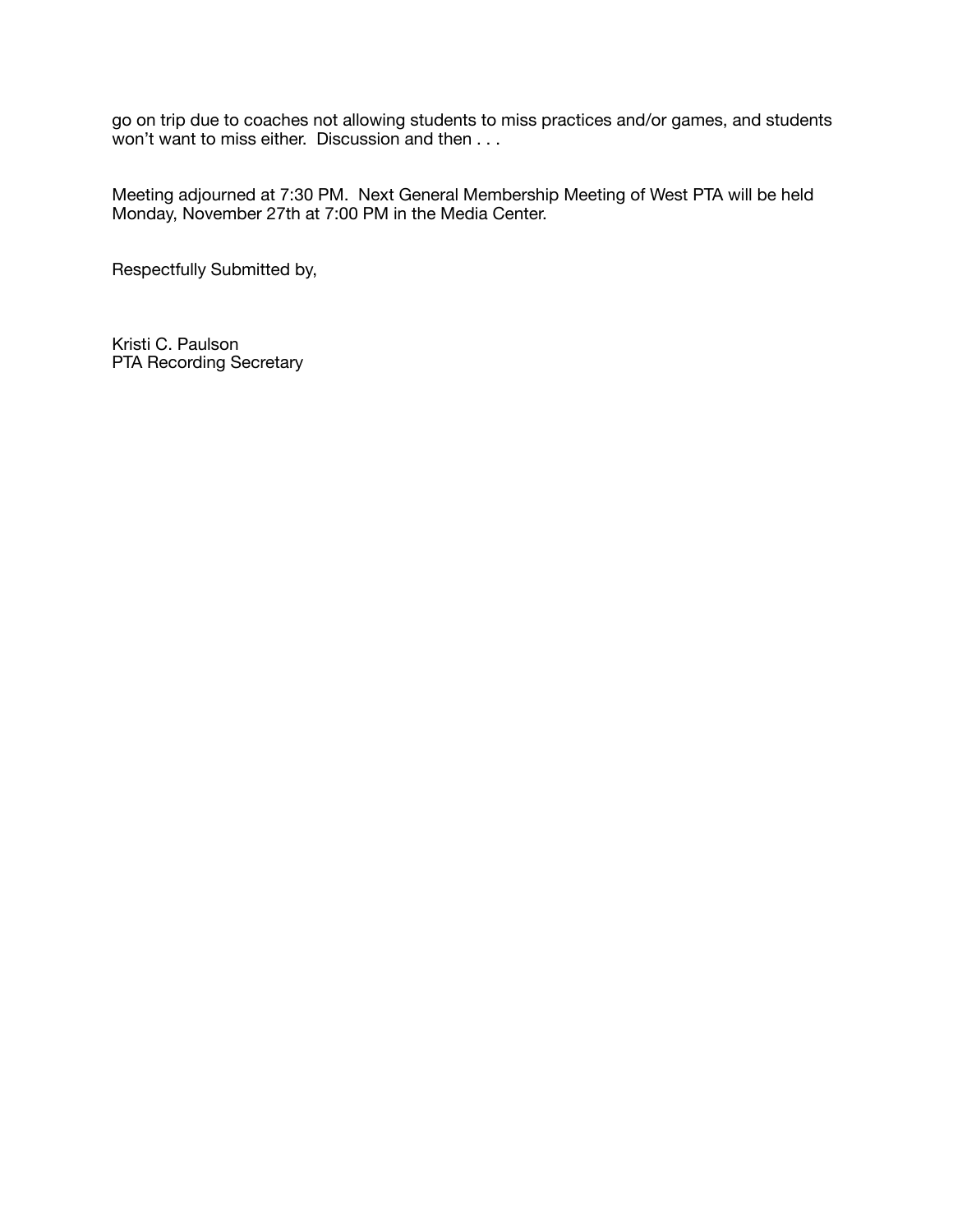go on trip due to coaches not allowing students to miss practices and/or games, and students won't want to miss either. Discussion and then . . .

Meeting adjourned at 7:30 PM. Next General Membership Meeting of West PTA will be held Monday, November 27th at 7:00 PM in the Media Center.

Respectfully Submitted by,

Kristi C. Paulson
PTA Recording Secretary